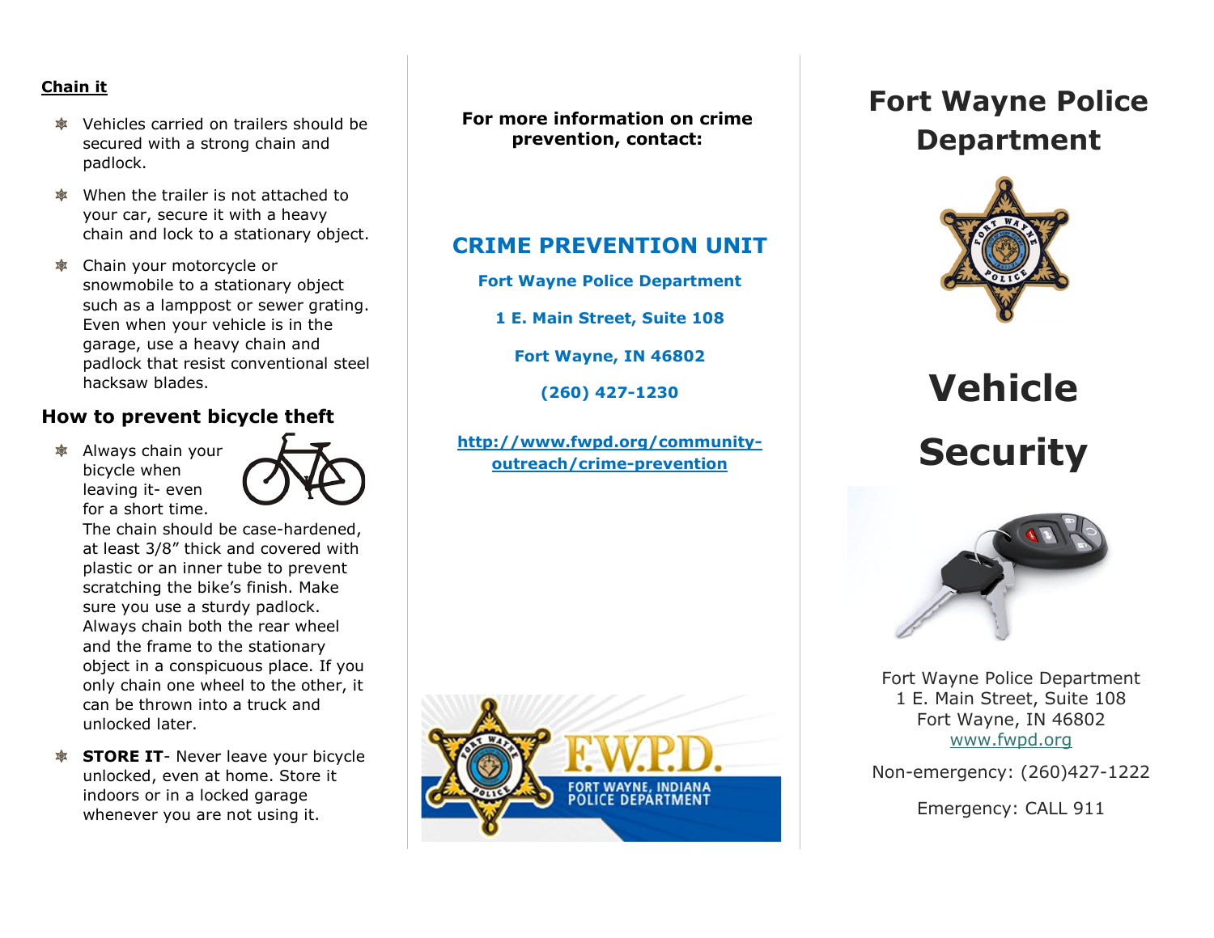### Chain it

- Vehicles carried on trailers should be secured with a strong chain and padlock.
- When the trailer is not attached to your car, secure it with a heavy chain and lock to a stationary object.
- Chain your motorcycle or snowmobile to a stationary object such as a lamppost or sewer grating. Even when your vehicle is in the garage, use a heavy chain and padlock that resist conventional steel hacksaw blades.

## How to prevent bicycle theft

- Always chain your bicycle when leaving it- even for a short time. The chain should be case-hardened, at least 3/8" thick and covered with plastic or an inner tube to prevent scratching the bike's finish. Make sure you use a sturdy padlock. Always chain both the rear wheel and the frame to the stationary object in a conspicuous place. If you only chain one wheel to the other, it can be thrown into a truck and unlocked later.
- **STORE IT**- Never leave your bicycle unlocked, even at home. Store it indoors or in a locked garage whenever you are not using it.

**For more information on crime prevention, contact:**

## CRIME PREVENTION UNIT

**Fort Wayne Police Department**

**1 E. Main Street, Suite 108**

**Fort Wayne, IN 46802**

**(260) 427-1230**

**http://www.fwpd.org/community-outreach/crime-prevention**

F.W.P.D.
FORT WAYNE, INDIANA POLICE DEPARTMENT

# Fort Wayne Police Department

# Vehicle Security

Fort Wayne Police Department
1 E. Main Street, Suite 108
Fort Wayne, IN 46802
www.fwpd.org

Non-emergency: (260)427-1222

Emergency: CALL 911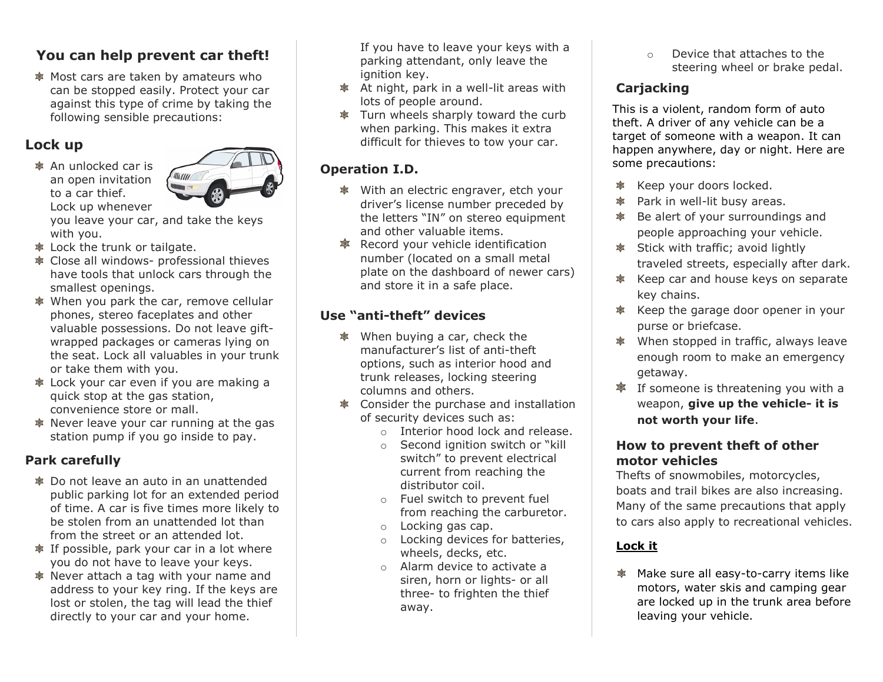## You can help prevent car theft!

- Most cars are taken by amateurs who can be stopped easily. Protect your car against this type of crime by taking the following sensible precautions:

## Lock up

- An unlocked car is an open invitation to a car thief. Lock up whenever you leave your car, and take the keys with you.
- Lock the trunk or tailgate.
- Close all windows- professional thieves have tools that unlock cars through the smallest openings.
- When you park the car, remove cellular phones, stereo faceplates and other valuable possessions. Do not leave gift-wrapped packages or cameras lying on the seat. Lock all valuables in your trunk or take them with you.
- Lock your car even if you are making a quick stop at the gas station, convenience store or mall.
- Never leave your car running at the gas station pump if you go inside to pay.

## Park carefully

- Do not leave an auto in an unattended public parking lot for an extended period of time. A car is five times more likely to be stolen from an unattended lot than from the street or an attended lot.
- If possible, park your car in a lot where you do not have to leave your keys.
- Never attach a tag with your name and address to your key ring. If the keys are lost or stolen, the tag will lead the thief directly to your car and your home.

If you have to leave your keys with a parking attendant, only leave the ignition key.

- At night, park in a well-lit areas with lots of people around.
- Turn wheels sharply toward the curb when parking. This makes it extra difficult for thieves to tow your car.

## Operation I.D.

- With an electric engraver, etch your driver's license number preceded by the letters "IN" on stereo equipment and other valuable items.
- Record your vehicle identification number (located on a small metal plate on the dashboard of newer cars) and store it in a safe place.

## Use "anti-theft" devices

- When buying a car, check the manufacturer's list of anti-theft options, such as interior hood and trunk releases, locking steering columns and others.
- Consider the purchase and installation of security devices such as:
  - Interior hood lock and release.
  - Second ignition switch or "kill switch" to prevent electrical current from reaching the distributor coil.
  - Fuel switch to prevent fuel from reaching the carburetor.
  - Locking gas cap.
  - Locking devices for batteries, wheels, decks, etc.
  - Alarm device to activate a siren, horn or lights- or all three- to frighten the thief away.
  - Device that attaches to the steering wheel or brake pedal.

## Carjacking

This is a violent, random form of auto theft. A driver of any vehicle can be a target of someone with a weapon. It can happen anywhere, day or night. Here are some precautions:

- Keep your doors locked.
- Park in well-lit busy areas.
- Be alert of your surroundings and people approaching your vehicle.
- Stick with traffic; avoid lightly traveled streets, especially after dark.
- Keep car and house keys on separate key chains.
- Keep the garage door opener in your purse or briefcase.
- When stopped in traffic, always leave enough room to make an emergency getaway.
- If someone is threatening you with a weapon, **give up the vehicle- it is not worth your life**.

## How to prevent theft of other motor vehicles

Thefts of snowmobiles, motorcycles, boats and trail bikes are also increasing. Many of the same precautions that apply to cars also apply to recreational vehicles.

### Lock it

- Make sure all easy-to-carry items like motors, water skis and camping gear are locked up in the trunk area before leaving your vehicle.